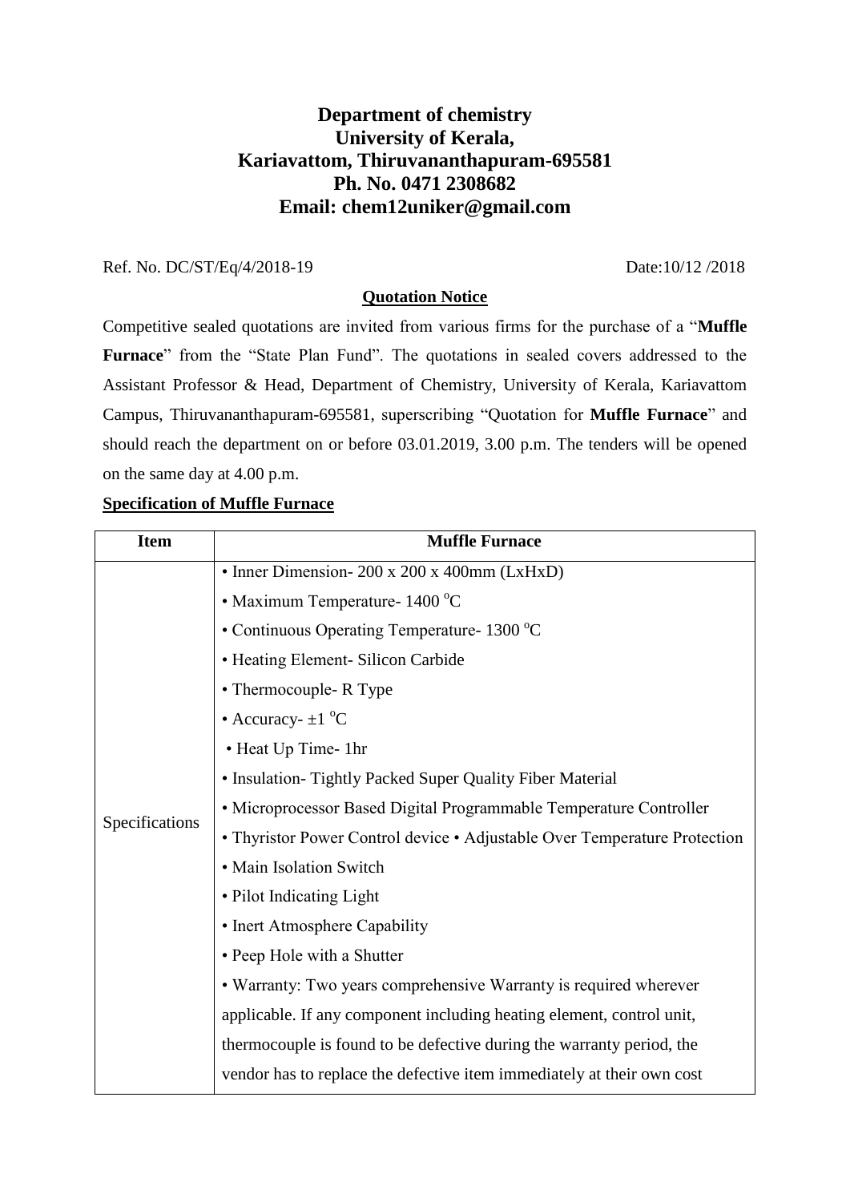# Department of chemistry
# University of Kerala,
# Kariavattom, Thiruvananthapuram-695581
# Ph. No. 0471 2308682
# Email: chem12uniker@gmail.com

Ref. No. DC/ST/Eq/4/2018-19 Date:10/12 /2018

**Quotation Notice**

Competitive sealed quotations are invited from various firms for the purchase of a "**Muffle Furnace**" from the "State Plan Fund". The quotations in sealed covers addressed to the Assistant Professor & Head, Department of Chemistry, University of Kerala, Kariavattom Campus, Thiruvananthapuram-695581, superscribing "Quotation for **Muffle Furnace**" and should reach the department on or before 03.01.2019, 3.00 p.m. The tenders will be opened on the same day at 4.00 p.m.

**Specification of Muffle Furnace**

| Item | Muffle Furnace |
|---|---|
| Specifications | • Inner Dimension- 200 x 200 x 400mm (LxHxD)<br>• Maximum Temperature- 1400 $^{o}$C<br>• Continuous Operating Temperature- 1300 $^{o}$C<br>• Heating Element- Silicon Carbide<br>• Thermocouple- R Type<br>• Accuracy- ±1 $^{o}$C<br>• Heat Up Time- 1hr<br>• Insulation- Tightly Packed Super Quality Fiber Material<br>• Microprocessor Based Digital Programmable Temperature Controller<br>• Thyristor Power Control device • Adjustable Over Temperature Protection<br>• Main Isolation Switch<br>• Pilot Indicating Light<br>• Inert Atmosphere Capability<br>• Peep Hole with a Shutter<br>• Warranty: Two years comprehensive Warranty is required wherever applicable. If any component including heating element, control unit, thermocouple is found to be defective during the warranty period, the vendor has to replace the defective item immediately at their own cost |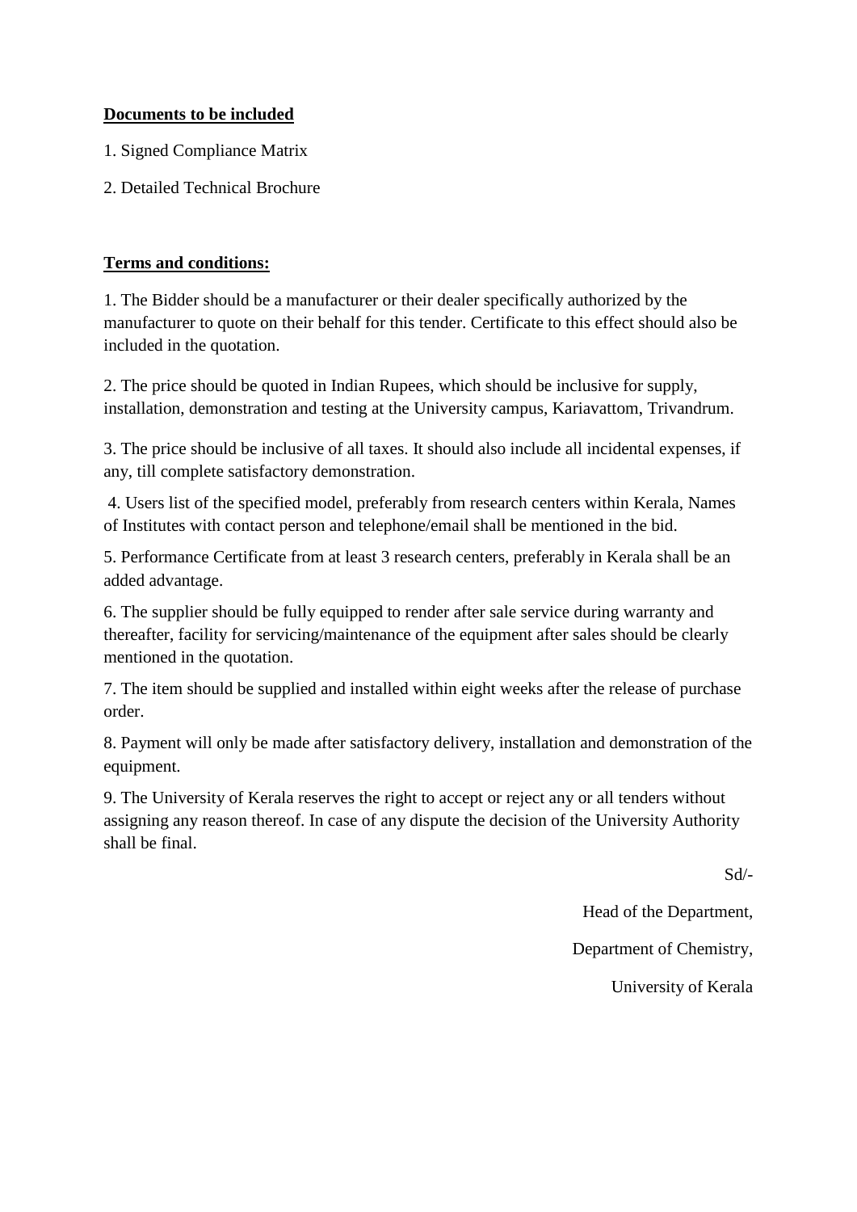**Documents to be included**

1. Signed Compliance Matrix

2. Detailed Technical Brochure

**Terms and conditions:**

1. The Bidder should be a manufacturer or their dealer specifically authorized by the manufacturer to quote on their behalf for this tender. Certificate to this effect should also be included in the quotation.

2. The price should be quoted in Indian Rupees, which should be inclusive for supply, installation, demonstration and testing at the University campus, Kariavattom, Trivandrum.

3. The price should be inclusive of all taxes. It should also include all incidental expenses, if any, till complete satisfactory demonstration.

4. Users list of the specified model, preferably from research centers within Kerala, Names of Institutes with contact person and telephone/email shall be mentioned in the bid.

5. Performance Certificate from at least 3 research centers, preferably in Kerala shall be an added advantage.

6. The supplier should be fully equipped to render after sale service during warranty and thereafter, facility for servicing/maintenance of the equipment after sales should be clearly mentioned in the quotation.

7. The item should be supplied and installed within eight weeks after the release of purchase order.

8. Payment will only be made after satisfactory delivery, installation and demonstration of the equipment.

9. The University of Kerala reserves the right to accept or reject any or all tenders without assigning any reason thereof. In case of any dispute the decision of the University Authority shall be final.

Sd/-

Head of the Department,

Department of Chemistry,

University of Kerala